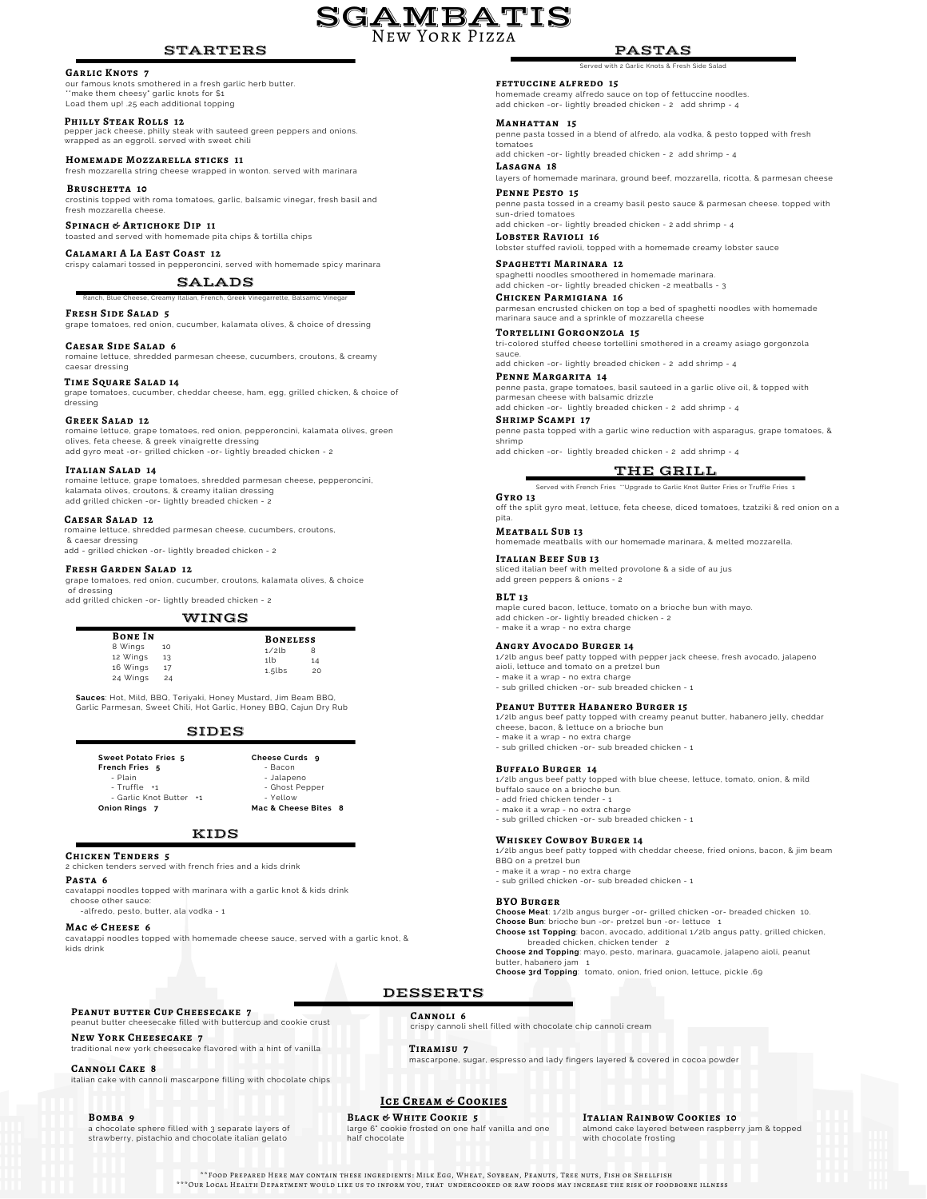# SGAMBATIS
## New York Pizza

## STARTERS

**Garlic Knots 7**
our famous knots smothered in a fresh garlic herb butter.
**make them cheesy* garlic knots for $1
Load them up! .25 each additional topping

**Philly Steak Rolls 12**
pepper jack cheese, philly steak with sauteed green peppers and onions. wrapped as an eggroll. served with sweet chili

**Homemade Mozzarella sticks 11**
fresh mozzarella string cheese wrapped in wonton. served with marinara

**Bruschetta 10**
crostinis topped with roma tomatoes, garlic, balsamic vinegar, fresh basil and fresh mozzarella cheese.

**Spinach & Artichoke Dip 11**
toasted and served with homemade pita chips & tortilla chips

**Calamari A La East Coast 12**
crispy calamari tossed in pepperoncini, served with homemade spicy marinara

## SALADS

Ranch, Blue Cheese, Creamy Italian, French, Greek Vinegarrette, Balsamic Vinegar

**Fresh Side Salad 5**
grape tomatoes, red onion, cucumber, kalamata olives, & choice of dressing

**Caesar Side Salad 6**
romaine lettuce, shredded parmesan cheese, cucumbers, croutons, & creamy caesar dressing

**Time Square Salad 14**
grape tomatoes, cucumber, cheddar cheese, ham, egg, grilled chicken, & choice of dressing

**Greek Salad 12**
romaine lettuce, grape tomatoes, red onion, pepperoncini, kalamata olives, green olives, feta cheese, & greek vinaigrette dressing
add gyro meat -or- grilled chicken -or- lightly breaded chicken - 2

**Italian Salad 14**
romaine lettuce, grape tomatoes, shredded parmesan cheese, pepperoncini, kalamata olives, croutons, & creamy italian dressing
add grilled chicken -or- lightly breaded chicken - 2

**Caesar Salad 12**
romaine lettuce, shredded parmesan cheese, cucumbers, croutons, & caesar dressing
add - grilled chicken -or- lightly breaded chicken - 2

**Fresh Garden Salad 12**
grape tomatoes, red onion, cucumber, croutons, kalamata olives, & choice of dressing
add grilled chicken -or- lightly breaded chicken - 2

## WINGS

| Bone In | | Boneless | |
|---|---|---|---|
| 8 Wings | 10 | 1/2lb | 8 |
| 12 Wings | 13 | 1lb | 14 |
| 16 Wings | 17 | 1.5lbs | 20 |
| 24 Wings | 24 | | |

**Sauces**: Hot, Mild, BBQ, Teriyaki, Honey Mustard, Jim Beam BBQ, Garlic Parmesan, Sweet Chili, Hot Garlic, Honey BBQ, Cajun Dry Rub

## SIDES

**Sweet Potato Fries 5**
**French Fries 5**
- Plain
- Truffle +1
- Garlic Knot Butter +1

**Onion Rings 7**

**Cheese Curds 9**
- Bacon
- Jalapeno
- Ghost Pepper
- Yellow

**Mac & Cheese Bites 8**

## KIDS

**Chicken Tenders 5**
2 chicken tenders served with french fries and a kids drink

**Pasta 6**
cavatappi noodles topped with marinara with a garlic knot & kids drink
choose other sauce:
-alfredo, pesto, butter, ala vodka - 1

**Mac & Cheese 6**
cavatappi noodles topped with homemade cheese sauce, served with a garlic knot, & kids drink

## PASTAS

Served with 2 Garlic Knots & Fresh Side Salad

**fettuccine alfredo 15**
homemade creamy alfredo sauce on top of fettuccine noodles.
add chicken -or- lightly breaded chicken - 2 add shrimp - 4

**Manhattan 15**
penne pasta tossed in a blend of alfredo, ala vodka, & pesto topped with fresh tomatoes
add chicken -or- lightly breaded chicken - 2 add shrimp - 4

**Lasagna 18**
layers of homemade marinara, ground beef, mozzarella, ricotta, & parmesan cheese

**Penne Pesto 15**
penne pasta tossed in a creamy basil pesto sauce & parmesan cheese. topped with sun-dried tomatoes
add chicken -or- lightly breaded chicken - 2 add shrimp - 4

**Lobster Ravioli 16**
lobster stuffed ravioli, topped with a homemade creamy lobster sauce

**Spaghetti Marinara 12**
spaghetti noodles smoothered in homemade marinara.
add chicken -or- lightly breaded chicken -2 meatballs - 3

**Chicken Parmigiana 16**
parmesan encrusted chicken on top a bed of spaghetti noodles with homemade marinara sauce and a sprinkle of mozzarella cheese

**Tortellini Gorgonzola 15**
tri-colored stuffed cheese tortellini smothered in a creamy asiago gorgonzola sauce.
add chicken -or- lightly breaded chicken - 2 add shrimp - 4

**Penne Margarita 14**
penne pasta, grape tomatoes, basil sauteed in a garlic olive oil, & topped with parmesan cheese with balsamic drizzle
add chicken -or- lightly breaded chicken - 2 add shrimp - 4

**Shrimp Scampi 17**
penne pasta topped with a garlic wine reduction with asparagus, grape tomatoes, & shrimp
add chicken -or- lightly breaded chicken - 2 add shrimp - 4

## THE GRILL

Served with French Fries **Upgrade to Garlic Knot Butter Fries or Truffle Fries 1

**Gyro 13**
off the split gyro meat, lettuce, feta cheese, diced tomatoes, tzatziki & red onion on a pita.

**Meatball Sub 13**
homemade meatballs with our homemade marinara, & melted mozzarella.

**Italian Beef Sub 13**
sliced italian beef with melted provolone & a side of au jus
add green peppers & onions - 2

**BLT 13**
maple cured bacon, lettuce, tomato on a brioche bun with mayo.
add chicken -or- lightly breaded chicken - 2
- make it a wrap - no extra charge

**Angry Avocado Burger 14**
1/2lb angus beef patty topped with pepper jack cheese, fresh avocado, jalapeno aioli, lettuce and tomato on a pretzel bun
- make it a wrap - no extra charge
- sub grilled chicken -or- sub breaded chicken - 1

**Peanut Butter Habanero Burger 15**
1/2lb angus beef patty topped with creamy peanut butter, habanero jelly, cheddar cheese, bacon, & lettuce on a brioche bun
- make it a wrap - no extra charge
- sub grilled chicken -or- sub breaded chicken - 1

**Buffalo Burger 14**
1/2lb angus beef patty topped with blue cheese, lettuce, tomato, onion, & mild buffalo sauce on a brioche bun.
- add fried chicken tender - 1
- make it a wrap - no extra charge
- sub grilled chicken -or- sub breaded chicken - 1

**Whiskey Cowboy Burger 14**
1/2lb angus beef patty topped with cheddar cheese, fried onions, bacon, & jim beam BBQ on a pretzel bun
- make it a wrap - no extra charge
- sub grilled chicken -or- sub breaded chicken - 1

**BYO Burger**
**Choose Meat**: 1/2lb angus burger -or- grilled chicken -or- breaded chicken 10.
**Choose Bun**: brioche bun -or- pretzel bun -or- lettuce 1
**Choose 1st Topping**: bacon, avocado, additional 1/2lb angus patty, grilled chicken, breaded chicken, chicken tender 2
**Choose 2nd Topping**: mayo, pesto, marinara, guacamole, jalapeno aioli, peanut butter, habanero jam 1
**Choose 3rd Topping**: tomato, onion, fried onion, lettuce, pickle .69

## DESSERTS

**Peanut butter Cup Cheesecake 7**
peanut butter cheesecake filled with buttercup and cookie crust

**New York Cheesecake 7**
traditional new york cheesecake flavored with a hint of vanilla

**Cannoli Cake 8**
italian cake with cannoli mascarpone filling with chocolate chips

**Cannoli 6**
crispy cannoli shell filled with chocolate chip cannoli cream

**Tiramisu 7**
mascarpone, sugar, espresso and lady fingers layered & covered in cocoa powder

### Ice Cream & Cookies

**Bomba 9**
a chocolate sphere filled with 3 separate layers of strawberry, pistachio and chocolate italian gelato

**Black & White Cookie 5**
large 6" cookie frosted on one half vanilla and one half chocolate

**Italian Rainbow Cookies 10**
almond cake layered between raspberry jam & topped with chocolate frosting

**Food Prepared Here may contain these ingredients: Milk Egg, Wheat, Soybean, Peanuts, Tree nuts, Fish or Shellfish
***Our Local Health Department would like us to inform you, that undercooked or raw foods may increase the risk of foodborne illness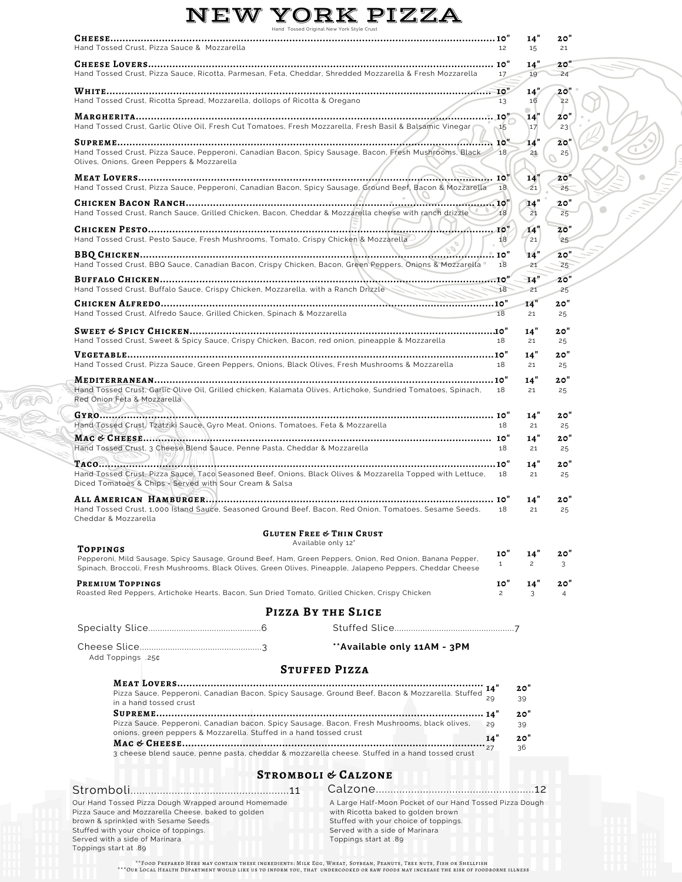# NEW YORK PIZZA

Hand Tossed Original New York Style Crust

| | 10" | 14" | 20" |
|---|---|---|---|
| **Cheese** <br> Hand Tossed Crust, Pizza Sauce & Mozzarella | 12 | 15 | 21 |
| **Cheese Lovers** <br> Hand Tossed Crust, Pizza Sauce, Ricotta, Parmesan, Feta, Cheddar, Shredded Mozzarella & Fresh Mozzarella | 17 | 19 | 24 |
| **White** <br> Hand Tossed Crust, Ricotta Spread, Mozzarella, dollops of Ricotta & Oregano | 13 | 16 | 22 |
| **Margherita** <br> Hand Tossed Crust, Garlic Olive Oil, Fresh Cut Tomatoes, Fresh Mozzarella, Fresh Basil & Balsamic Vinegar | 15 | 17 | 23 |
| **Supreme** <br> Hand Tossed Crust, Pizza Sauce, Pepperoni, Canadian Bacon, Spicy Sausage, Bacon, Fresh Mushrooms, Black Olives, Onions, Green Peppers & Mozzarella | 18 | 21 | 25 |
| **Meat Lovers** <br> Hand Tossed Crust, Pizza Sauce, Pepperoni, Canadian Bacon, Spicy Sausage, Ground Beef, Bacon & Mozzarella | 18 | 21 | 25 |
| **Chicken Bacon Ranch** <br> Hand Tossed Crust, Ranch Sauce, Grilled Chicken, Bacon, Cheddar & Mozzarella cheese with ranch drizzle | 18 | 21 | 25 |
| **Chicken Pesto** <br> Hand Tossed Crust, Pesto Sauce, Fresh Mushrooms, Tomato, Crispy Chicken & Mozzarella | 18 | 21 | 25 |
| **BBQ Chicken** <br> Hand Tossed Crust, BBQ Sauce, Canadian Bacon, Crispy Chicken, Bacon, Green Peppers, Onions & Mozzarella | 18 | 21 | 25 |
| **Buffalo Chicken** <br> Hand Tossed Crust, Buffalo Sauce, Crispy Chicken, Mozzarella, with a Ranch Drizzle | 18 | 21 | 25 |
| **Chicken Alfredo** <br> Hand Tossed Crust, Alfredo Sauce, Grilled Chicken, Spinach & Mozzarella | 18 | 21 | 25 |
| **Sweet & Spicy Chicken** <br> Hand Tossed Crust, Sweet & Spicy Sauce, Crispy Chicken, Bacon, red onion, pineapple & Mozzarella | 18 | 21 | 25 |
| **Vegetable** <br> Hand Tossed Crust, Pizza Sauce, Green Peppers, Onions, Black Olives, Fresh Mushrooms & Mozzarella | 18 | 21 | 25 |
| **Mediterranean** <br> Hand Tossed Crust, Garlic Olive Oil, Grilled chicken, Kalamata Olives, Artichoke, Sundried Tomatoes, Spinach, Red Onion Feta & Mozzarella | 18 | 21 | 25 |
| **Gyro** <br> Hand Tossed Crust, Tzatziki Sauce, Gyro Meat, Onions, Tomatoes, Feta & Mozzarella | 18 | 21 | 25 |
| **Mac & Cheese** <br> Hand Tossed Crust, 3 Cheese Blend Sauce, Penne Pasta, Cheddar & Mozzarella | 18 | 21 | 25 |
| **Taco** <br> Hand Tossed Crust, Pizza Sauce, Taco Seasoned Beef, Onions, Black Olives & Mozzarella Topped with Lettuce, Diced Tomatoes & Chips - Served with Sour Cream & Salsa | 18 | 21 | 25 |
| **All American Hamburger** <br> Hand Tossed Crust, 1,000 Island Sauce, Seasoned Ground Beef, Bacon, Red Onion, Tomatoes, Sesame Seeds, Cheddar & Mozzarella | 18 | 21 | 25 |

**Gluten Free & Thin Crust**
Available only 12"

| | 10" | 14" | 20" |
|---|---|---|---|
| **Toppings** <br> Pepperoni, Mild Sausage, Spicy Sausage, Ground Beef, Ham, Green Peppers, Onion, Red Onion, Banana Pepper, Spinach, Broccoli, Fresh Mushrooms, Black Olives, Green Olives, Pineapple, Jalapeno Peppers, Cheddar Cheese | 1 | 2 | 3 |
| **Premium Toppings** <br> Roasted Red Peppers, Artichoke Hearts, Bacon, Sun Dried Tomato, Grilled Chicken, Crispy Chicken | 2 | 3 | 4 |

## Pizza By the Slice

Specialty Slice....6

Cheese Slice....3
Add Toppings .25¢

Stuffed Slice....7

**Available only 11AM - 3PM**

## Stuffed Pizza

| | 14" | 20" |
|---|---|---|
| **Meat Lovers** <br> Pizza Sauce, Pepperoni, Canadian Bacon, Spicy Sausage, Ground Beef, Bacon & Mozzarella. Stuffed in a hand tossed crust | 29 | 39 |
| **Supreme** <br> Pizza Sauce, Pepperoni, Canadian bacon, Spicy Sausage, Bacon, Fresh Mushrooms, black olives, onions, green peppers & Mozzarella. Stuffed in a hand tossed crust | 29 | 39 |
| **Mac & Cheese** <br> 3 cheese blend sauce, penne pasta, cheddar & mozzarella cheese. Stuffed in a hand tossed crust | 27 | 36 |

## Stromboli & Calzone

**Stromboli....11**
Our Hand Tossed Pizza Dough Wrapped around Homemade Pizza Sauce and Mozzarella Cheese, baked to golden brown & sprinkled with Sesame Seeds
Stuffed with your choice of toppings.
Served with a side of Marinara
Toppings start at .89

**Calzone....12**
A Large Half-Moon Pocket of our Hand Tossed Pizza Dough with Ricotta baked to golden brown
Stuffed with your choice of toppings.
Served with a side of Marinara
Toppings start at .89

**Food Prepared Here may contain these ingredients: Milk Egg, Wheat, Soybean, Peanuts, Tree nuts, Fish or Shellfish
***Our Local Health Department would like us to inform you, that undercooked or raw foods may increase the risk of foodborne illness